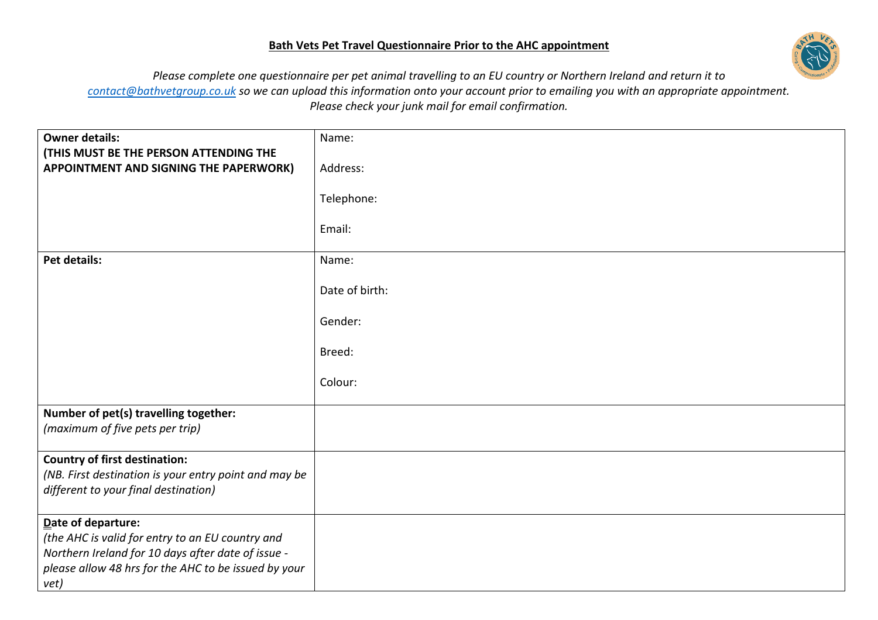**Bath Vets Pet Travel Questionnaire Prior to the AHC appointment**

*Please complete one questionnaire per pet animal travelling to an EU country or Northern Ireland and return it to [contact@bathvetgroup.co.uk](mailto:contact@bathvetgroup.co.uk) so we can upload this information onto your account prior to emailing you with an appropriate appointment. Please check your junk mail for email confirmation.*

| | |
|---|---|
| **Owner details:**<br>**(THIS MUST BE THE PERSON ATTENDING THE APPOINTMENT AND SIGNING THE PAPERWORK)** | Name:<br><br>Address:<br><br>Telephone:<br><br>Email: |
| **Pet details:** | Name:<br><br>Date of birth:<br><br>Gender:<br><br>Breed:<br><br>Colour: |
| **Number of pet(s) travelling together:**<br>*(maximum of five pets per trip)* | |
| **Country of first destination:**<br>*(NB. First destination is your entry point and may be different to your final destination)* | |
| **Date of departure:**<br>*(the AHC is valid for entry to an EU country and Northern Ireland for 10 days after date of issue - please allow 48 hrs for the AHC to be issued by your vet)* | |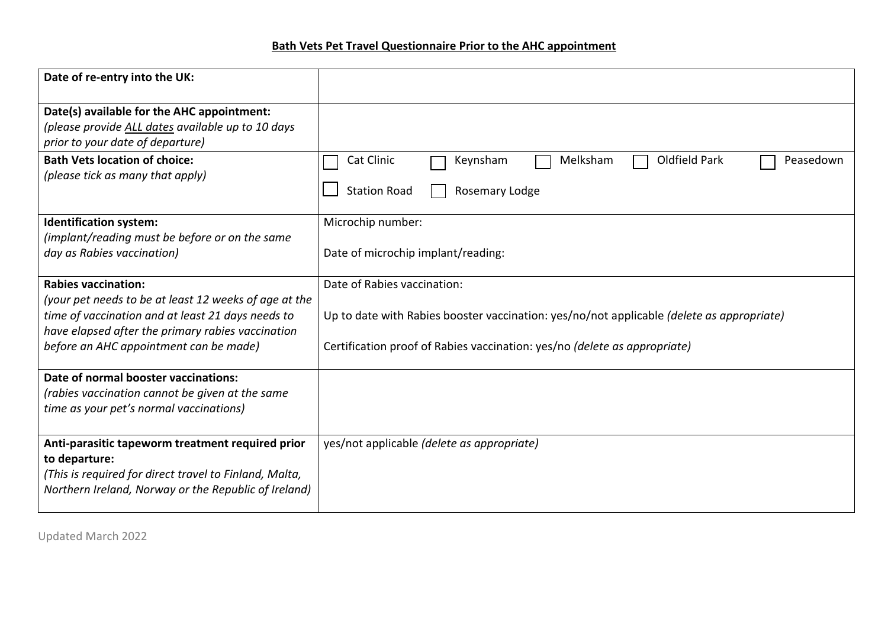**Bath Vets Pet Travel Questionnaire Prior to the AHC appointment**

| | |
|---|---|
| **Date of re-entry into the UK:** | |
| **Date(s) available for the AHC appointment:**<br>*(please provide ALL dates available up to 10 days prior to your date of departure)* | |
| **Bath Vets location of choice:**<br>*(please tick as many that apply)* | ☐ Cat Clinic ☐ Keynsham ☐ Melksham ☐ Oldfield Park ☐ Peasedown<br>☐ Station Road ☐ Rosemary Lodge |
| **Identification system:**<br>*(implant/reading must be before or on the same day as Rabies vaccination)* | Microchip number:<br><br>Date of microchip implant/reading: |
| **Rabies vaccination:**<br>*(your pet needs to be at least 12 weeks of age at the time of vaccination and at least 21 days needs to have elapsed after the primary rabies vaccination before an AHC appointment can be made)* | Date of Rabies vaccination:<br><br>Up to date with Rabies booster vaccination: yes/no/not applicable *(delete as appropriate)*<br><br>Certification proof of Rabies vaccination: yes/no *(delete as appropriate)* |
| **Date of normal booster vaccinations:**<br>*(rabies vaccination cannot be given at the same time as your pet's normal vaccinations)* | |
| **Anti-parasitic tapeworm treatment required prior to departure:**<br>*(This is required for direct travel to Finland, Malta, Northern Ireland, Norway or the Republic of Ireland)* | yes/not applicable *(delete as appropriate)* |

Updated March 2022